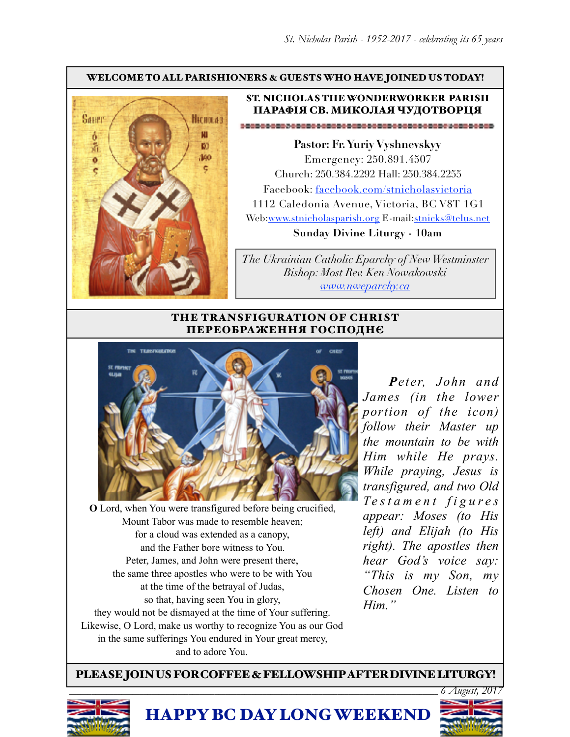**WELCOME TO ALL PARISHIONERS & GUESTS WHO HAVE JOINED US TODAY!**

## ST. NICHOLAS THE WONDERWORKER PARISH
## ПАРАФІЯ СВ. МИКОЛАЯ ЧУДОТВОРЦЯ

**Pastor: Fr. Yuriy Vyshnevskyy**
Emergency: 250.891.4507
Church: 250.384.2292 Hall: 250.384.2255
Facebook: facebook.com/stnicholasvictoria
1112 Caledonia Avenue, Victoria, BC V8T 1G1
Web:www.stnicholasparish.org E-mail:stnicks@telus.net
**Sunday Divine Liturgy - 10am**

*The Ukrainian Catholic Eparchy of New Westminster*
*Bishop: Most Rev. Ken Nowakowski*
*www.nweparchy.ca*

## THE TRANSFIGURATION OF CHRIST
## ПЕРЕОБРАЖЕННЯ ГОСПОДНЄ

***P**eter, John and James (in the lower portion of the icon) follow their Master up the mountain to be with Him while He prays. While praying, Jesus is transfigured, and two Old Testament figures appear: Moses (to His left) and Elijah (to His right). The apostles then hear God's voice say: "This is my Son, my Chosen One. Listen to Him."*

**O** Lord, when You were transfigured before being crucified,
Mount Tabor was made to resemble heaven;
for a cloud was extended as a canopy,
and the Father bore witness to You.
Peter, James, and John were present there,
the same three apostles who were to be with You
at the time of the betrayal of Judas,
so that, having seen You in glory,
they would not be dismayed at the time of Your suffering.
Likewise, O Lord, make us worthy to recognize You as our God
in the same sufferings You endured in Your great mercy,
and to adore You.

**PLEASE JOIN US FOR COFFEE & FELLOWSHIP AFTER DIVINE LITURGY!**

*6 August, 2017*

**HAPPY BC DAY LONG WEEKEND**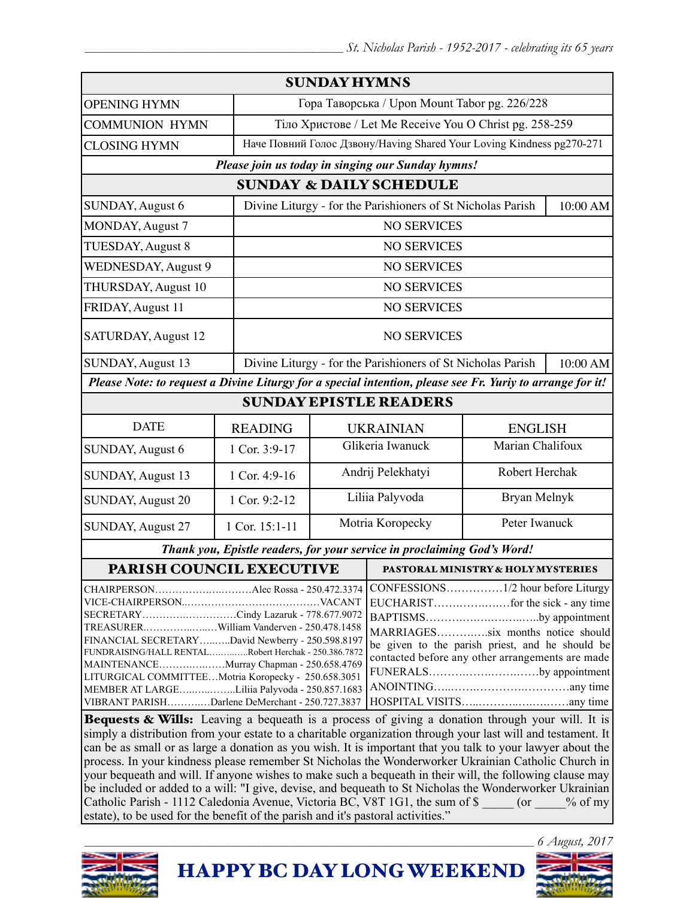## SUNDAY HYMNS

| | |
|---|---|
| OPENING HYMN | Гора Таворська / Upon Mount Tabor pg. 226/228 |
| COMMUNION HYMN | Тіло Христове / Let Me Receive You O Christ pg. 258-259 |
| CLOSING HYMN | Наче Повний Голос Дзвону/Having Shared Your Loving Kindness pg270-271 |

***Please join us today in singing our Sunday hymns!***

## SUNDAY & DAILY SCHEDULE

| | | |
|---|---|---|
| SUNDAY, August 6 | Divine Liturgy - for the Parishioners of St Nicholas Parish | 10:00 AM |
| MONDAY, August 7 | NO SERVICES | |
| TUESDAY, August 8 | NO SERVICES | |
| WEDNESDAY, August 9 | NO SERVICES | |
| THURSDAY, August 10 | NO SERVICES | |
| FRIDAY, August 11 | NO SERVICES | |
| SATURDAY, August 12 | NO SERVICES | |
| SUNDAY, August 13 | Divine Liturgy - for the Parishioners of St Nicholas Parish | 10:00 AM |

***Please Note: to request a Divine Liturgy for a special intention, please see Fr. Yuriy to arrange for it!***

## SUNDAY EPISTLE READERS

| DATE | READING | UKRAINIAN | ENGLISH |
|---|---|---|---|
| SUNDAY, August 6 | 1 Cor. 3:9-17 | Glikeria Iwanuck | Marian Chalifoux |
| SUNDAY, August 13 | 1 Cor. 4:9-16 | Andrij Pelekhatyi | Robert Herchak |
| SUNDAY, August 20 | 1 Cor. 9:2-12 | Liliia Palyvoda | Bryan Melnyk |
| SUNDAY, August 27 | 1 Cor. 15:1-11 | Motria Koropecky | Peter Iwanuck |

***Thank you, Epistle readers, for your service in proclaiming God's Word!***

## PARISH COUNCIL EXECUTIVE

CHAIRPERSON……………………….Alec Rossa - 250.472.3374
VICE-CHAIRPERSON……………………………………VACANT
SECRETARY……………………….Cindy Lazaruk - 778.677.9072
TREASURER………………….William Vanderven - 250.478.1458
FINANCIAL SECRETARY……….David Newberry - 250.598.8197
FUNDRAISING/HALL RENTAL…………Robert Herchak - 250.386.7872
MAINTENANCE………………Murray Chapman - 250.658.4769
LITURGICAL COMMITTEE…Motria Koropecky - 250.658.3051
MEMBER AT LARGE……………Liliia Palyvoda - 250.857.1683
VIBRANT PARISH…………Darlene DeMerchant - 250.727.3837

## PASTORAL MINISTRY & HOLY MYSTERIES

CONFESSIONS……………1/2 hour before Liturgy
EUCHARIST………………for the sick - any time
BAPTISMS………………………….by appointment
MARRIAGES…………six months notice should be given to the parish priest, and he should be contacted before any other arrangements are made
FUNERALS……………………….by appointment
ANOINTING…………………………………any time
HOSPITAL VISITS…………………………any time

**Bequests & Wills:** Leaving a bequeath is a process of giving a donation through your will. It is simply a distribution from your estate to a charitable organization through your last will and testament. It can be as small or as large a donation as you wish. It is important that you talk to your lawyer about the process. In your kindness please remember St Nicholas the Wonderworker Ukrainian Catholic Church in your bequeath and will. If anyone wishes to make such a bequeath in their will, the following clause may be included or added to a will: "I give, devise, and bequeath to St Nicholas the Wonderworker Ukrainian Catholic Parish - 1112 Caledonia Avenue, Victoria BC, V8T 1G1, the sum of $ _____ (or _____% of my estate), to be used for the benefit of the parish and it's pastoral activities."

# HAPPY BC DAY LONG WEEKEND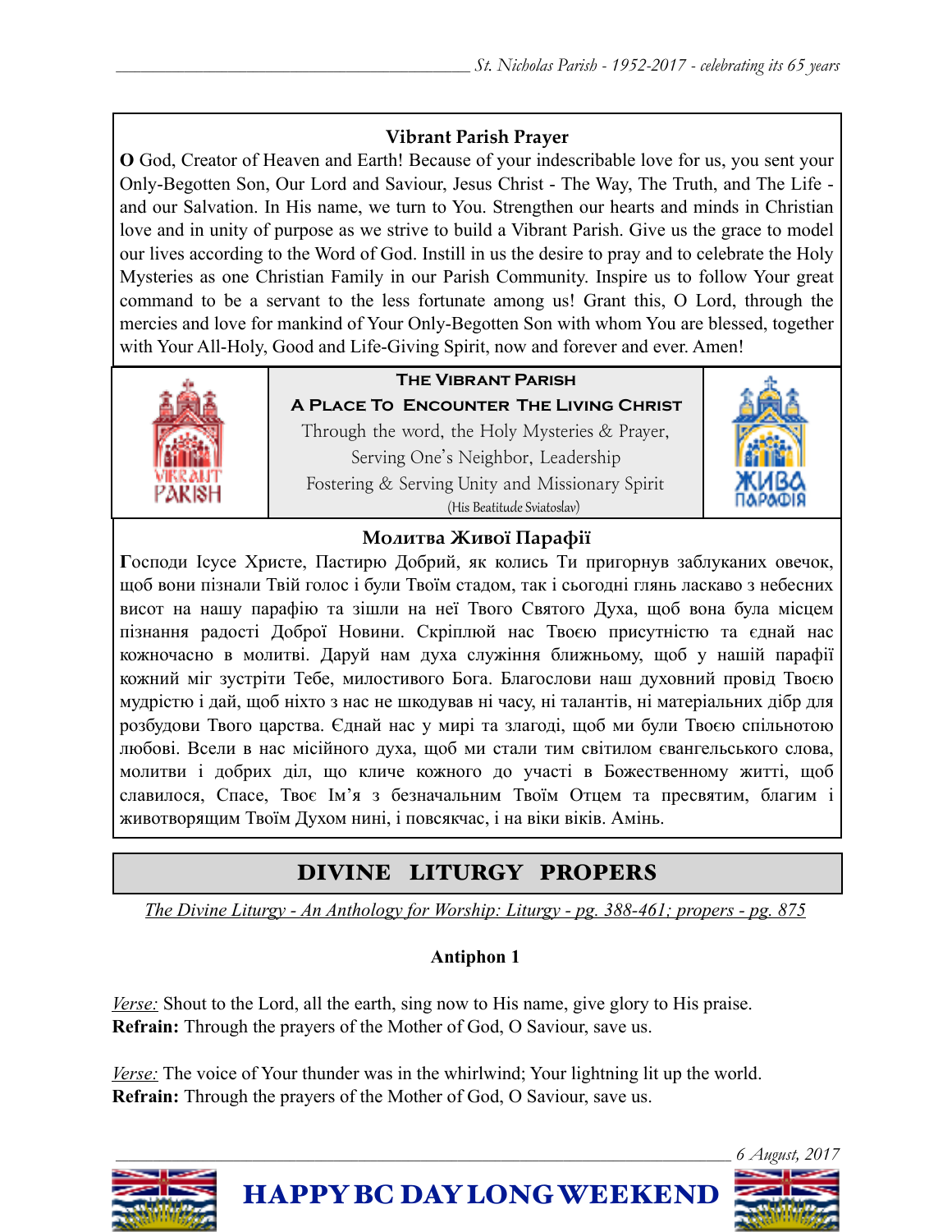### Vibrant Parish Prayer

**O** God, Creator of Heaven and Earth! Because of your indescribable love for us, you sent your Only-Begotten Son, Our Lord and Saviour, Jesus Christ - The Way, The Truth, and The Life - and our Salvation. In His name, we turn to You. Strengthen our hearts and minds in Christian love and in unity of purpose as we strive to build a Vibrant Parish. Give us the grace to model our lives according to the Word of God. Instill in us the desire to pray and to celebrate the Holy Mysteries as one Christian Family in our Parish Community. Inspire us to follow Your great command to be a servant to the less fortunate among us! Grant this, O Lord, through the mercies and love for mankind of Your Only-Begotten Son with whom You are blessed, together with Your All-Holy, Good and Life-Giving Spirit, now and forever and ever. Amen!

**The Vibrant Parish**
**A Place To Encounter The Living Christ**
Through the word, the Holy Mysteries & Prayer,
Serving One's Neighbor, Leadership
Fostering & Serving Unity and Missionary Spirit
(His Beatitude Sviatoslav)

### Молитва Живої Парафії

**Г**осподи Ісусе Христе, Пастирю Добрий, як колись Ти пригорнув заблуканих овечок, щоб вони пізнали Твій голос і були Твоїм стадом, так і сьогодні глянь ласкаво з небесних висот на нашу парафію та зішли на неї Твого Святого Духа, щоб вона була місцем пізнання радості Доброї Новини. Скріплюй нас Твоєю присутністю та єднай нас кожночасно в молитві. Даруй нам духа служіння ближньому, щоб у нашій парафії кожний міг зустріти Тебе, милостивого Бога. Благослови наш духовний провід Твоєю мудрістю і дай, щоб ніхто з нас не шкодував ні часу, ні талантів, ні матеріальних дібр для розбудови Твого царства. Єднай нас у мирі та злагоді, щоб ми були Твоєю спільнотою любові. Всели в нас місійного духа, щоб ми стали тим світилом євангельського слова, молитви і добрих діл, що кличе кожного до участі в Божественному житті, щоб славилося, Спасе, Твоє Ім'я з безначальним Твоїм Отцем та пресвятим, благим і животворящим Твоїм Духом нині, і повсякчас, і на віки віків. Амінь.

## DIVINE LITURGY PROPERS

*The Divine Liturgy - An Anthology for Worship: Liturgy - pg. 388-461; propers - pg. 875*

**Antiphon 1**

*Verse:* Shout to the Lord, all the earth, sing now to His name, give glory to His praise.
**Refrain:** Through the prayers of the Mother of God, O Saviour, save us.

*Verse:* The voice of Your thunder was in the whirlwind; Your lightning lit up the world.
**Refrain:** Through the prayers of the Mother of God, O Saviour, save us.

HAPPY BC DAY LONG WEEKEND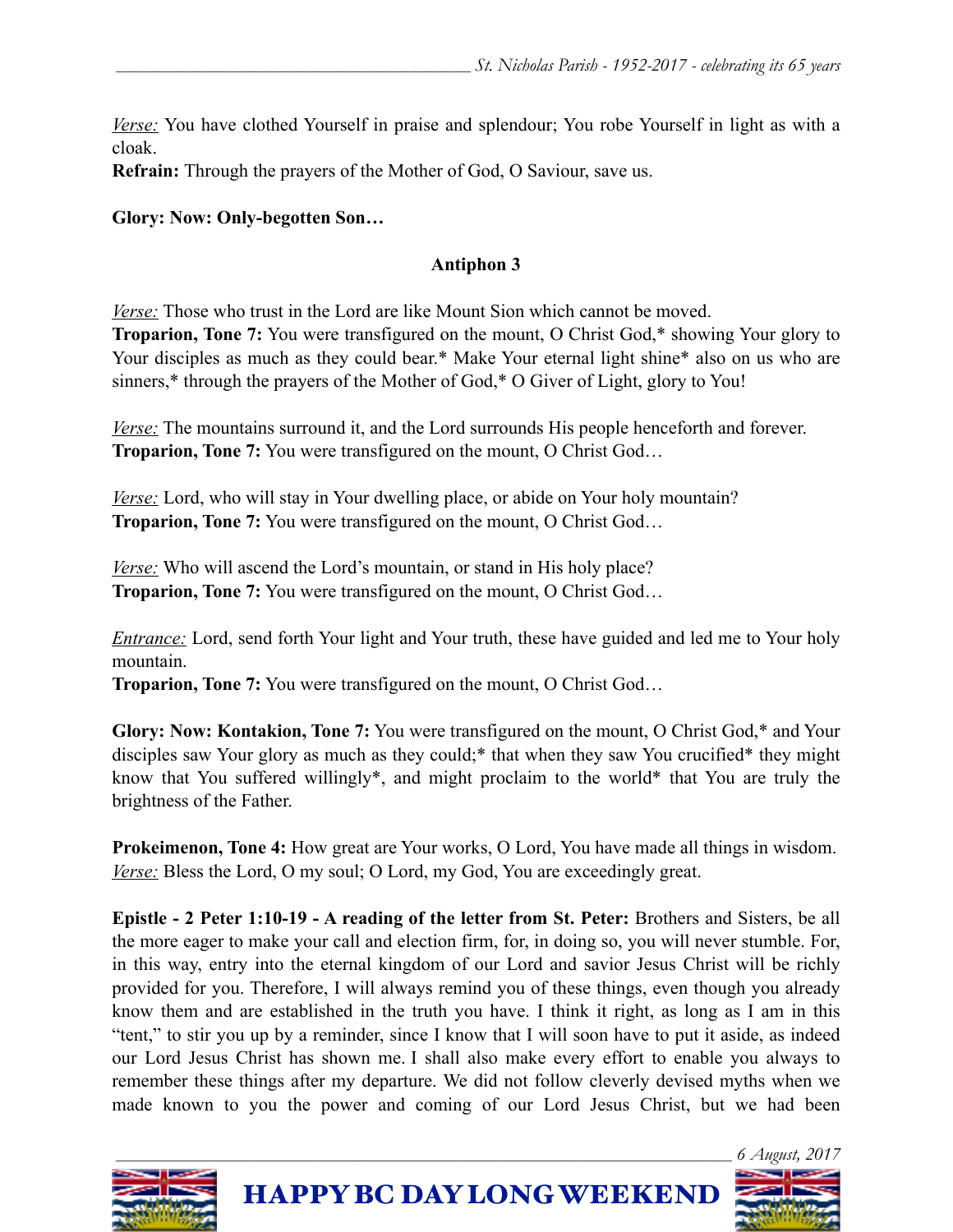*Verse:* You have clothed Yourself in praise and splendour; You robe Yourself in light as with a cloak.
**Refrain:** Through the prayers of the Mother of God, O Saviour, save us.

**Glory: Now: Only-begotten Son…**

### Antiphon 3

*Verse:* Those who trust in the Lord are like Mount Sion which cannot be moved.
**Troparion, Tone 7:** You were transfigured on the mount, O Christ God,* showing Your glory to Your disciples as much as they could bear.* Make Your eternal light shine* also on us who are sinners,* through the prayers of the Mother of God,* O Giver of Light, glory to You!

*Verse:* The mountains surround it, and the Lord surrounds His people henceforth and forever.
**Troparion, Tone 7:** You were transfigured on the mount, O Christ God…

*Verse:* Lord, who will stay in Your dwelling place, or abide on Your holy mountain?
**Troparion, Tone 7:** You were transfigured on the mount, O Christ God…

*Verse:* Who will ascend the Lord's mountain, or stand in His holy place?
**Troparion, Tone 7:** You were transfigured on the mount, O Christ God…

*Entrance:* Lord, send forth Your light and Your truth, these have guided and led me to Your holy mountain.
**Troparion, Tone 7:** You were transfigured on the mount, O Christ God…

**Glory: Now: Kontakion, Tone 7:** You were transfigured on the mount, O Christ God,* and Your disciples saw Your glory as much as they could;* that when they saw You crucified* they might know that You suffered willingly*, and might proclaim to the world* that You are truly the brightness of the Father.

**Prokeimenon, Tone 4:** How great are Your works, O Lord, You have made all things in wisdom.
*Verse:* Bless the Lord, O my soul; O Lord, my God, You are exceedingly great.

**Epistle - 2 Peter 1:10-19 - A reading of the letter from St. Peter:** Brothers and Sisters, be all the more eager to make your call and election firm, for, in doing so, you will never stumble. For, in this way, entry into the eternal kingdom of our Lord and savior Jesus Christ will be richly provided for you. Therefore, I will always remind you of these things, even though you already know them and are established in the truth you have. I think it right, as long as I am in this "tent," to stir you up by a reminder, since I know that I will soon have to put it aside, as indeed our Lord Jesus Christ has shown me. I shall also make every effort to enable you always to remember these things after my departure. We did not follow cleverly devised myths when we made known to you the power and coming of our Lord Jesus Christ, but we had been

**HAPPY BC DAY LONG WEEKEND**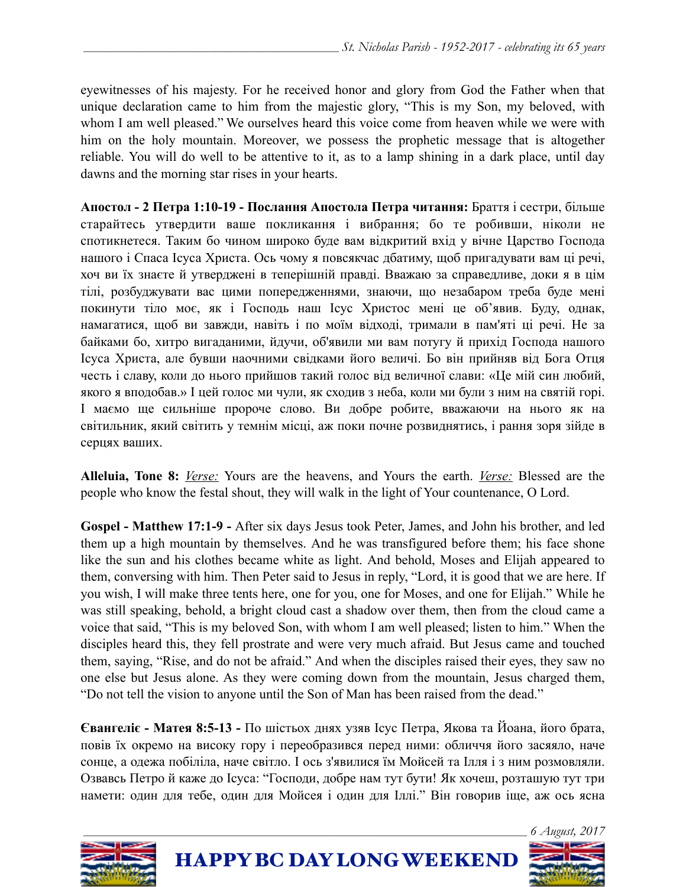eyewitnesses of his majesty. For he received honor and glory from God the Father when that unique declaration came to him from the majestic glory, "This is my Son, my beloved, with whom I am well pleased." We ourselves heard this voice come from heaven while we were with him on the holy mountain. Moreover, we possess the prophetic message that is altogether reliable. You will do well to be attentive to it, as to a lamp shining in a dark place, until day dawns and the morning star rises in your hearts.

**Апостол - 2 Петра 1:10-19 - Послання Апостола Петра читання:** Браття і сестри, більше старайтесь утвердити ваше покликання і вибрання; бо те робивши, ніколи не спотикнетеся. Таким бо чином широко буде вам відкритий вхід у вічне Царство Господа нашого і Спаса Ісуса Христа. Ось чому я повсякчас дбатиму, щоб пригадувати вам ці речі, хоч ви їх знаєте й утверджені в теперішній правді. Вважаю за справедливе, доки я в цім тілі, розбуджувати вас цими попередженнями, знаючи, що незабаром треба буде мені покинути тіло моє, як і Господь наш Ісус Христос мені це об'явив. Буду, однак, намагатися, щоб ви завжди, навіть і по моїм відході, тримали в пам'яті ці речі. Не за байками бо, хитро вигаданими, йдучи, об'явили ми вам потугу й прихід Господа нашого Ісуса Христа, але бувши наочними свідками його величі. Бо він прийняв від Бога Отця честь і славу, коли до нього прийшов такий голос від величної слави: «Це мій син любий, якого я вподобав.» І цей голос ми чули, як сходив з неба, коли ми були з ним на святій горі. І маємо ще сильніше пророче слово. Ви добре робите, вважаючи на нього як на світильник, який світить у темнім місці, аж поки почне розвиднятись, і рання зоря зійде в серцях ваших.

**Alleluia, Tone 8:** *Verse:* Yours are the heavens, and Yours the earth. *Verse:* Blessed are the people who know the festal shout, they will walk in the light of Your countenance, O Lord.

**Gospel - Matthew 17:1-9 -** After six days Jesus took Peter, James, and John his brother, and led them up a high mountain by themselves. And he was transfigured before them; his face shone like the sun and his clothes became white as light. And behold, Moses and Elijah appeared to them, conversing with him. Then Peter said to Jesus in reply, "Lord, it is good that we are here. If you wish, I will make three tents here, one for you, one for Moses, and one for Elijah." While he was still speaking, behold, a bright cloud cast a shadow over them, then from the cloud came a voice that said, "This is my beloved Son, with whom I am well pleased; listen to him." When the disciples heard this, they fell prostrate and were very much afraid. But Jesus came and touched them, saying, "Rise, and do not be afraid." And when the disciples raised their eyes, they saw no one else but Jesus alone. As they were coming down from the mountain, Jesus charged them, "Do not tell the vision to anyone until the Son of Man has been raised from the dead."

**Євангеліє - Матея 8:5-13 -** По шістьох днях узяв Ісус Петра, Якова та Йоана, його брата, повів їх окремо на високу гору і переобразився перед ними: обличчя його засяяло, наче сонце, а одежа побіліла, наче світло. І ось з'явилися їм Мойсей та Ілля і з ним розмовляли. Озвавсь Петро й каже до Ісуса: "Господи, добре нам тут бути! Як хочеш, розташую тут три намети: один для тебе, один для Мойсея і один для Іллі." Він говорив іще, аж ось ясна

HAPPY BC DAY LONG WEEKEND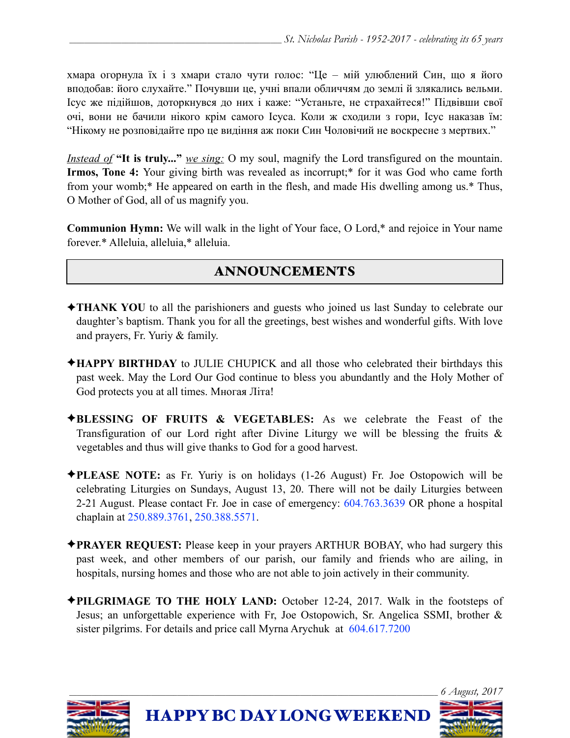хмара огорнула їх і з хмари стало чути голос: "Це – мій улюблений Син, що я його вподобав: його слухайте." Почувши це, учні впали обличчям до землі й злякались вельми. Ісус же підійшов, доторкнувся до них і каже: "Устаньте, не страхайтеся!" Підвівши свої очі, вони не бачили нікого крім самого Ісуса. Коли ж сходили з гори, Ісус наказав їм: "Нікому не розповідайте про це видіння аж поки Син Чоловічий не воскресне з мертвих."

*Instead of* **"It is truly..."** *we sing:* O my soul, magnify the Lord transfigured on the mountain. **Irmos, Tone 4:** Your giving birth was revealed as incorrupt;* for it was God who came forth from your womb;* He appeared on earth in the flesh, and made His dwelling among us.* Thus, O Mother of God, all of us magnify you.

**Communion Hymn:** We will walk in the light of Your face, O Lord,* and rejoice in Your name forever.* Alleluia, alleluia,* alleluia.

## ANNOUNCEMENTS

✦**THANK YOU** to all the parishioners and guests who joined us last Sunday to celebrate our daughter's baptism. Thank you for all the greetings, best wishes and wonderful gifts. With love and prayers, Fr. Yuriy & family.

✦**HAPPY BIRTHDAY** to JULIE CHUPICK and all those who celebrated their birthdays this past week. May the Lord Our God continue to bless you abundantly and the Holy Mother of God protects you at all times. Многая Літа!

✦**BLESSING OF FRUITS & VEGETABLES:** As we celebrate the Feast of the Transfiguration of our Lord right after Divine Liturgy we will be blessing the fruits & vegetables and thus will give thanks to God for a good harvest.

✦**PLEASE NOTE:** as Fr. Yuriy is on holidays (1-26 August) Fr. Joe Ostopowich will be celebrating Liturgies on Sundays, August 13, 20. There will not be daily Liturgies between 2-21 August. Please contact Fr. Joe in case of emergency: 604.763.3639 OR phone a hospital chaplain at 250.889.3761, 250.388.5571.

✦**PRAYER REQUEST:** Please keep in your prayers ARTHUR BOBAY, who had surgery this past week, and other members of our parish, our family and friends who are ailing, in hospitals, nursing homes and those who are not able to join actively in their community.

✦**PILGRIMAGE TO THE HOLY LAND:** October 12-24, 2017. Walk in the footsteps of Jesus; an unforgettable experience with Fr, Joe Ostopowich, Sr. Angelica SSMI, brother & sister pilgrims. For details and price call Myrna Arychuk at 604.617.7200

**HAPPY BC DAY LONG WEEKEND**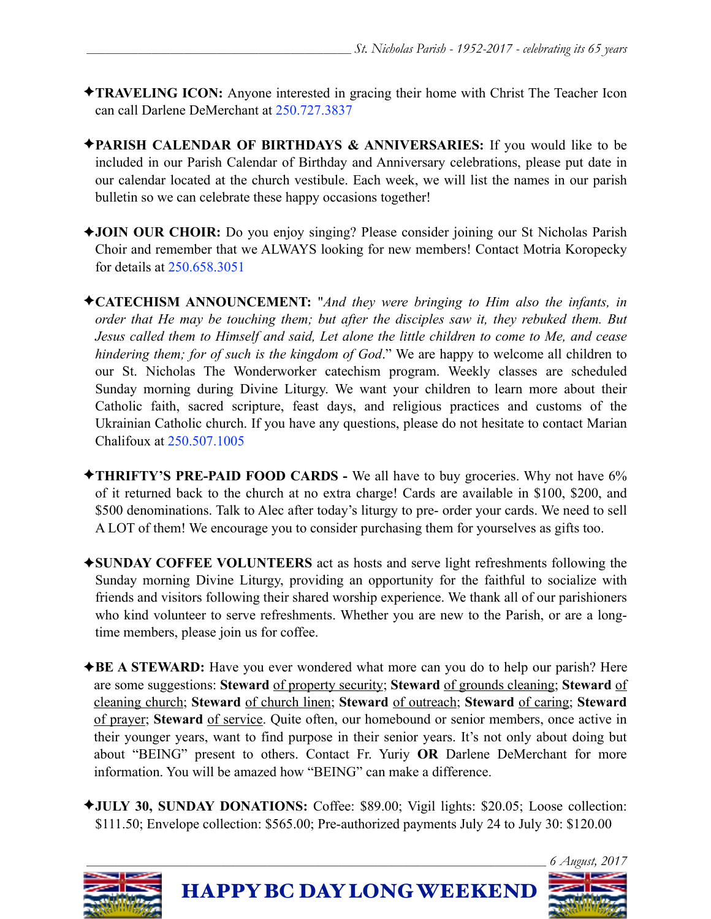✦**TRAVELING ICON:** Anyone interested in gracing their home with Christ The Teacher Icon can call Darlene DeMerchant at 250.727.3837

✦**PARISH CALENDAR OF BIRTHDAYS & ANNIVERSARIES:** If you would like to be included in our Parish Calendar of Birthday and Anniversary celebrations, please put date in our calendar located at the church vestibule. Each week, we will list the names in our parish bulletin so we can celebrate these happy occasions together!

✦**JOIN OUR CHOIR:** Do you enjoy singing? Please consider joining our St Nicholas Parish Choir and remember that we ALWAYS looking for new members! Contact Motria Koropecky for details at 250.658.3051

✦**CATECHISM ANNOUNCEMENT:** "*And they were bringing to Him also the infants, in order that He may be touching them; but after the disciples saw it, they rebuked them. But Jesus called them to Himself and said, Let alone the little children to come to Me, and cease hindering them; for of such is the kingdom of God*." We are happy to welcome all children to our St. Nicholas The Wonderworker catechism program. Weekly classes are scheduled Sunday morning during Divine Liturgy. We want your children to learn more about their Catholic faith, sacred scripture, feast days, and religious practices and customs of the Ukrainian Catholic church. If you have any questions, please do not hesitate to contact Marian Chalifoux at 250.507.1005

✦**THRIFTY'S PRE-PAID FOOD CARDS -** We all have to buy groceries. Why not have 6% of it returned back to the church at no extra charge! Cards are available in $100, $200, and $500 denominations. Talk to Alec after today's liturgy to pre- order your cards. We need to sell A LOT of them! We encourage you to consider purchasing them for yourselves as gifts too.

✦**SUNDAY COFFEE VOLUNTEERS** act as hosts and serve light refreshments following the Sunday morning Divine Liturgy, providing an opportunity for the faithful to socialize with friends and visitors following their shared worship experience. We thank all of our parishioners who kind volunteer to serve refreshments. Whether you are new to the Parish, or are a long-time members, please join us for coffee.

✦**BE A STEWARD:** Have you ever wondered what more can you do to help our parish? Here are some suggestions: **Steward** of property security; **Steward** of grounds cleaning; **Steward** of cleaning church; **Steward** of church linen; **Steward** of outreach; **Steward** of caring; **Steward** of prayer; **Steward** of service. Quite often, our homebound or senior members, once active in their younger years, want to find purpose in their senior years. It's not only about doing but about "BEING" present to others. Contact Fr. Yuriy **OR** Darlene DeMerchant for more information. You will be amazed how "BEING" can make a difference.

✦**JULY 30, SUNDAY DONATIONS:** Coffee: $89.00; Vigil lights: $20.05; Loose collection: $111.50; Envelope collection: $565.00; Pre-authorized payments July 24 to July 30: $120.00

**HAPPY BC DAY LONG WEEKEND**